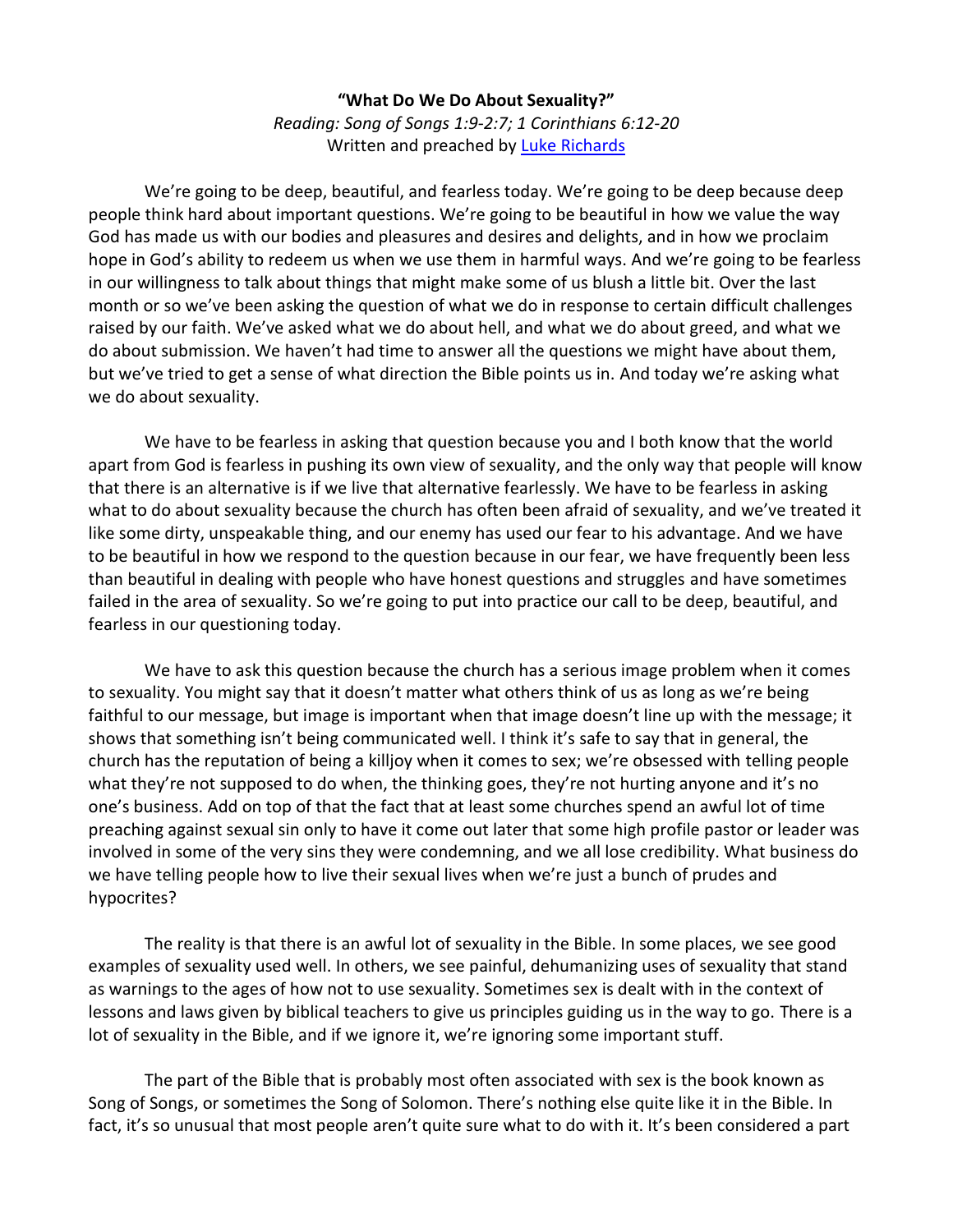**"What Do We Do About Sexuality?"**

*Reading: Song of Songs 1:9-2:7; 1 Corinthians 6:12-20*

Written and preached by [Luke Richards]

We're going to be deep, beautiful, and fearless today. We're going to be deep because deep people think hard about important questions. We're going to be beautiful in how we value the way God has made us with our bodies and pleasures and desires and delights, and in how we proclaim hope in God's ability to redeem us when we use them in harmful ways. And we're going to be fearless in our willingness to talk about things that might make some of us blush a little bit. Over the last month or so we've been asking the question of what we do in response to certain difficult challenges raised by our faith. We've asked what we do about hell, and what we do about greed, and what we do about submission. We haven't had time to answer all the questions we might have about them, but we've tried to get a sense of what direction the Bible points us in. And today we're asking what we do about sexuality.

We have to be fearless in asking that question because you and I both know that the world apart from God is fearless in pushing its own view of sexuality, and the only way that people will know that there is an alternative is if we live that alternative fearlessly. We have to be fearless in asking what to do about sexuality because the church has often been afraid of sexuality, and we've treated it like some dirty, unspeakable thing, and our enemy has used our fear to his advantage. And we have to be beautiful in how we respond to the question because in our fear, we have frequently been less than beautiful in dealing with people who have honest questions and struggles and have sometimes failed in the area of sexuality. So we're going to put into practice our call to be deep, beautiful, and fearless in our questioning today.

We have to ask this question because the church has a serious image problem when it comes to sexuality. You might say that it doesn't matter what others think of us as long as we're being faithful to our message, but image is important when that image doesn't line up with the message; it shows that something isn't being communicated well. I think it's safe to say that in general, the church has the reputation of being a killjoy when it comes to sex; we're obsessed with telling people what they're not supposed to do when, the thinking goes, they're not hurting anyone and it's no one's business. Add on top of that the fact that at least some churches spend an awful lot of time preaching against sexual sin only to have it come out later that some high profile pastor or leader was involved in some of the very sins they were condemning, and we all lose credibility. What business do we have telling people how to live their sexual lives when we're just a bunch of prudes and hypocrites?

The reality is that there is an awful lot of sexuality in the Bible. In some places, we see good examples of sexuality used well. In others, we see painful, dehumanizing uses of sexuality that stand as warnings to the ages of how not to use sexuality. Sometimes sex is dealt with in the context of lessons and laws given by biblical teachers to give us principles guiding us in the way to go. There is a lot of sexuality in the Bible, and if we ignore it, we're ignoring some important stuff.

The part of the Bible that is probably most often associated with sex is the book known as Song of Songs, or sometimes the Song of Solomon. There's nothing else quite like it in the Bible. In fact, it's so unusual that most people aren't quite sure what to do with it. It's been considered a part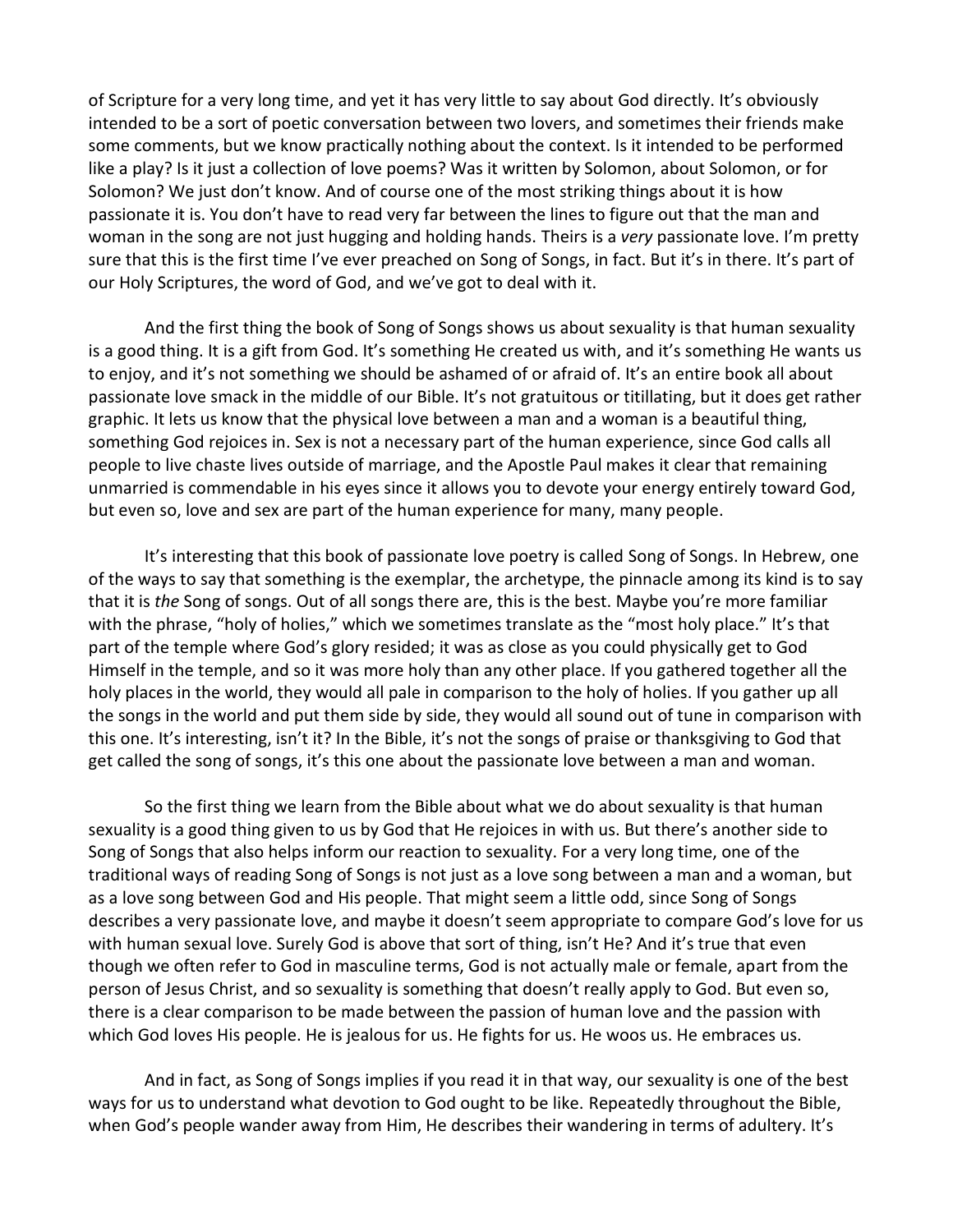of Scripture for a very long time, and yet it has very little to say about God directly. It's obviously intended to be a sort of poetic conversation between two lovers, and sometimes their friends make some comments, but we know practically nothing about the context. Is it intended to be performed like a play? Is it just a collection of love poems? Was it written by Solomon, about Solomon, or for Solomon? We just don't know. And of course one of the most striking things about it is how passionate it is. You don't have to read very far between the lines to figure out that the man and woman in the song are not just hugging and holding hands. Theirs is a *very* passionate love. I'm pretty sure that this is the first time I've ever preached on Song of Songs, in fact. But it's in there. It's part of our Holy Scriptures, the word of God, and we've got to deal with it.

And the first thing the book of Song of Songs shows us about sexuality is that human sexuality is a good thing. It is a gift from God. It's something He created us with, and it's something He wants us to enjoy, and it's not something we should be ashamed of or afraid of. It's an entire book all about passionate love smack in the middle of our Bible. It's not gratuitous or titillating, but it does get rather graphic. It lets us know that the physical love between a man and a woman is a beautiful thing, something God rejoices in. Sex is not a necessary part of the human experience, since God calls all people to live chaste lives outside of marriage, and the Apostle Paul makes it clear that remaining unmarried is commendable in his eyes since it allows you to devote your energy entirely toward God, but even so, love and sex are part of the human experience for many, many people.

It's interesting that this book of passionate love poetry is called Song of Songs. In Hebrew, one of the ways to say that something is the exemplar, the archetype, the pinnacle among its kind is to say that it is *the* Song of songs. Out of all songs there are, this is the best. Maybe you're more familiar with the phrase, "holy of holies," which we sometimes translate as the "most holy place." It's that part of the temple where God's glory resided; it was as close as you could physically get to God Himself in the temple, and so it was more holy than any other place. If you gathered together all the holy places in the world, they would all pale in comparison to the holy of holies. If you gather up all the songs in the world and put them side by side, they would all sound out of tune in comparison with this one. It's interesting, isn't it? In the Bible, it's not the songs of praise or thanksgiving to God that get called the song of songs, it's this one about the passionate love between a man and woman.

So the first thing we learn from the Bible about what we do about sexuality is that human sexuality is a good thing given to us by God that He rejoices in with us. But there's another side to Song of Songs that also helps inform our reaction to sexuality. For a very long time, one of the traditional ways of reading Song of Songs is not just as a love song between a man and a woman, but as a love song between God and His people. That might seem a little odd, since Song of Songs describes a very passionate love, and maybe it doesn't seem appropriate to compare God's love for us with human sexual love. Surely God is above that sort of thing, isn't He? And it's true that even though we often refer to God in masculine terms, God is not actually male or female, apart from the person of Jesus Christ, and so sexuality is something that doesn't really apply to God. But even so, there is a clear comparison to be made between the passion of human love and the passion with which God loves His people. He is jealous for us. He fights for us. He woos us. He embraces us.

And in fact, as Song of Songs implies if you read it in that way, our sexuality is one of the best ways for us to understand what devotion to God ought to be like. Repeatedly throughout the Bible, when God's people wander away from Him, He describes their wandering in terms of adultery. It's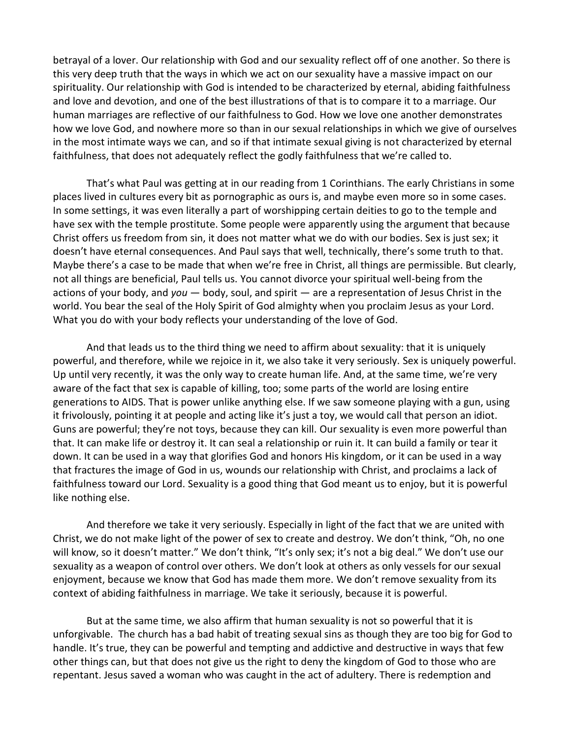betrayal of a lover. Our relationship with God and our sexuality reflect off of one another. So there is this very deep truth that the ways in which we act on our sexuality have a massive impact on our spirituality. Our relationship with God is intended to be characterized by eternal, abiding faithfulness and love and devotion, and one of the best illustrations of that is to compare it to a marriage. Our human marriages are reflective of our faithfulness to God. How we love one another demonstrates how we love God, and nowhere more so than in our sexual relationships in which we give of ourselves in the most intimate ways we can, and so if that intimate sexual giving is not characterized by eternal faithfulness, that does not adequately reflect the godly faithfulness that we're called to.

That's what Paul was getting at in our reading from 1 Corinthians. The early Christians in some places lived in cultures every bit as pornographic as ours is, and maybe even more so in some cases. In some settings, it was even literally a part of worshipping certain deities to go to the temple and have sex with the temple prostitute. Some people were apparently using the argument that because Christ offers us freedom from sin, it does not matter what we do with our bodies. Sex is just sex; it doesn't have eternal consequences. And Paul says that well, technically, there's some truth to that. Maybe there's a case to be made that when we're free in Christ, all things are permissible. But clearly, not all things are beneficial, Paul tells us. You cannot divorce your spiritual well-being from the actions of your body, and *you* — body, soul, and spirit — are a representation of Jesus Christ in the world. You bear the seal of the Holy Spirit of God almighty when you proclaim Jesus as your Lord. What you do with your body reflects your understanding of the love of God.

And that leads us to the third thing we need to affirm about sexuality: that it is uniquely powerful, and therefore, while we rejoice in it, we also take it very seriously. Sex is uniquely powerful. Up until very recently, it was the only way to create human life. And, at the same time, we're very aware of the fact that sex is capable of killing, too; some parts of the world are losing entire generations to AIDS. That is power unlike anything else. If we saw someone playing with a gun, using it frivolously, pointing it at people and acting like it's just a toy, we would call that person an idiot. Guns are powerful; they're not toys, because they can kill. Our sexuality is even more powerful than that. It can make life or destroy it. It can seal a relationship or ruin it. It can build a family or tear it down. It can be used in a way that glorifies God and honors His kingdom, or it can be used in a way that fractures the image of God in us, wounds our relationship with Christ, and proclaims a lack of faithfulness toward our Lord. Sexuality is a good thing that God meant us to enjoy, but it is powerful like nothing else.

And therefore we take it very seriously. Especially in light of the fact that we are united with Christ, we do not make light of the power of sex to create and destroy. We don't think, "Oh, no one will know, so it doesn't matter." We don't think, "It's only sex; it's not a big deal." We don't use our sexuality as a weapon of control over others. We don't look at others as only vessels for our sexual enjoyment, because we know that God has made them more. We don't remove sexuality from its context of abiding faithfulness in marriage. We take it seriously, because it is powerful.

But at the same time, we also affirm that human sexuality is not so powerful that it is unforgivable. The church has a bad habit of treating sexual sins as though they are too big for God to handle. It's true, they can be powerful and tempting and addictive and destructive in ways that few other things can, but that does not give us the right to deny the kingdom of God to those who are repentant. Jesus saved a woman who was caught in the act of adultery. There is redemption and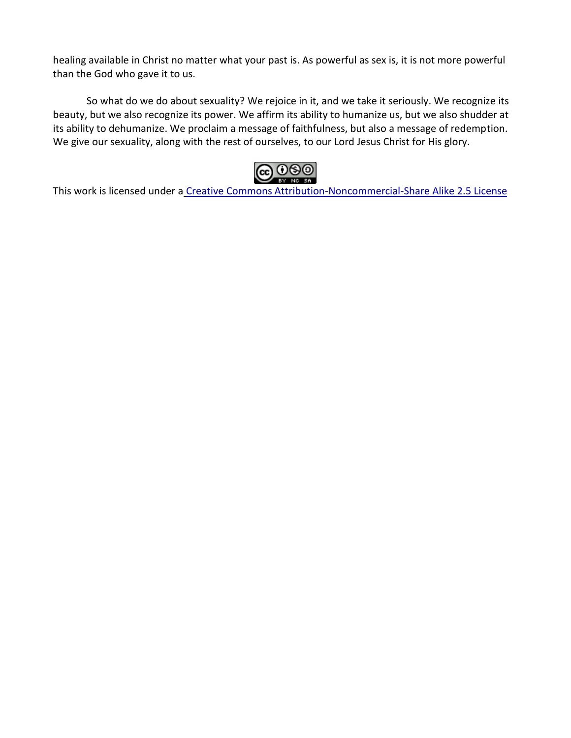healing available in Christ no matter what your past is. As powerful as sex is, it is not more powerful than the God who gave it to us.

So what do we do about sexuality? We rejoice in it, and we take it seriously. We recognize its beauty, but we also recognize its power. We affirm its ability to humanize us, but we also shudder at its ability to dehumanize. We proclaim a message of faithfulness, but also a message of redemption. We give our sexuality, along with the rest of ourselves, to our Lord Jesus Christ for His glory.

This work is licensed under a Creative Commons Attribution-Noncommercial-Share Alike 2.5 License